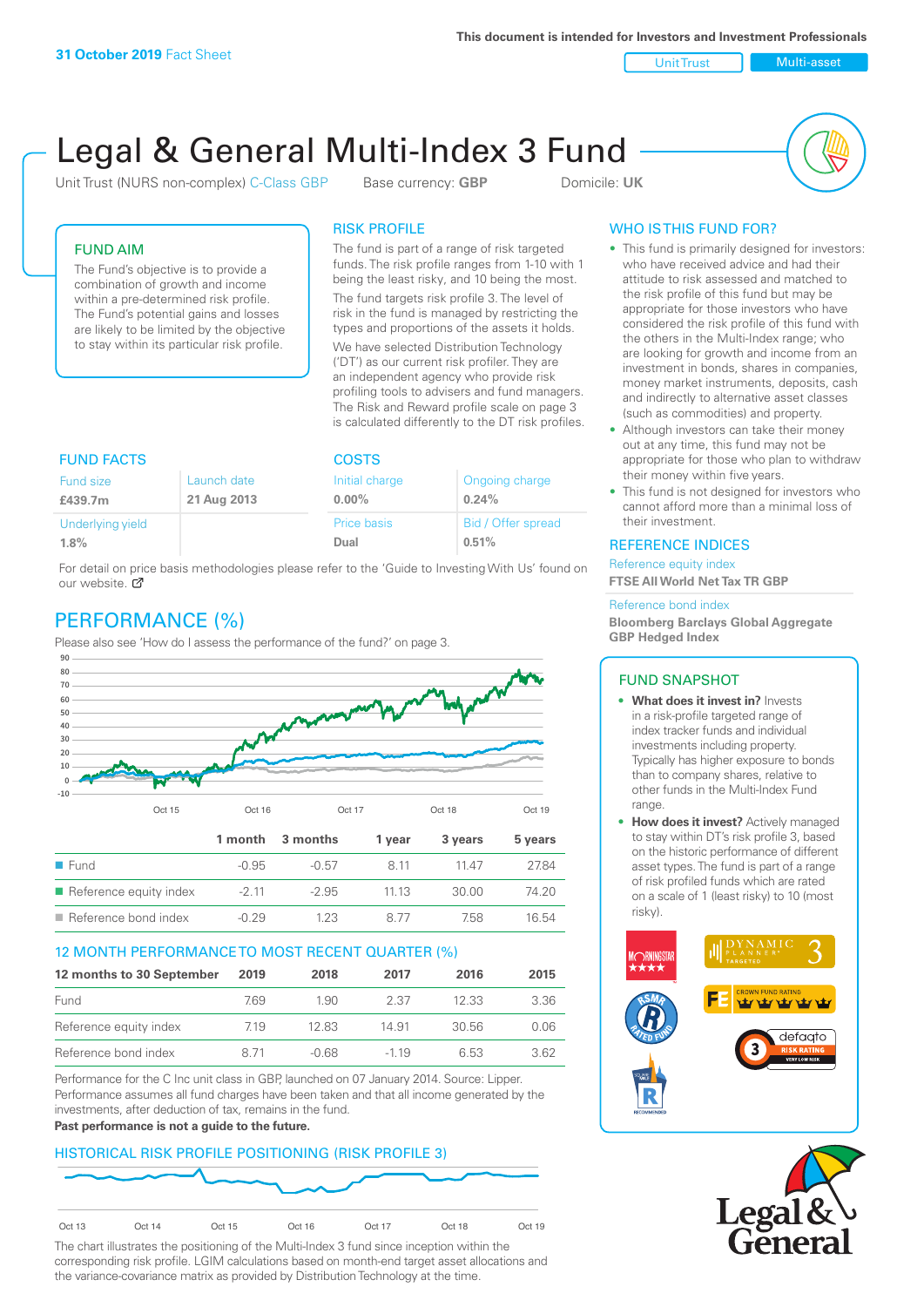**31 October 2019** Fact Sheet

This document is intended for Investors and Investment Professionals

Unit Trust | Multi-asset

# Legal & General Multi-Index 3 Fund

Unit Trust (NURS non-complex) C-Class GBP    Base currency: **GBP**    Domicile: **UK**

## FUND AIM

The Fund's objective is to provide a combination of growth and income within a pre-determined risk profile. The Fund's potential gains and losses are likely to be limited by the objective to stay within its particular risk profile.

## RISK PROFILE

The fund is part of a range of risk targeted funds. The risk profile ranges from 1-10 with 1 being the least risky, and 10 being the most.

The fund targets risk profile 3. The level of risk in the fund is managed by restricting the types and proportions of the assets it holds.

We have selected Distribution Technology ('DT') as our current risk profiler. They are an independent agency who provide risk profiling tools to advisers and fund managers. The Risk and Reward profile scale on page 3 is calculated differently to the DT risk profiles.

## WHO IS THIS FUND FOR?

- This fund is primarily designed for investors: who have received advice and had their attitude to risk assessed and matched to the risk profile of this fund but may be appropriate for those investors who have considered the risk profile of this fund with the others in the Multi-Index range; who are looking for growth and income from an investment in bonds, shares in companies, money market instruments, deposits, cash and indirectly to alternative asset classes (such as commodities) and property.
- Although investors can take their money out at any time, this fund may not be appropriate for those who plan to withdraw their money within five years.
- This fund is not designed for investors who cannot afford more than a minimal loss of their investment.

## FUND FACTS

| Fund size | Launch date |
|---|---|
| **£439.7m** | **21 Aug 2013** |
| Underlying yield | |
| **1.8%** | |

## COSTS

| Initial charge | Ongoing charge |
|---|---|
| **0.00%** | **0.24%** |
| Price basis | Bid / Offer spread |
| **Dual** | **0.51%** |

For detail on price basis methodologies please refer to the 'Guide to Investing With Us' found on our website.

## REFERENCE INDICES

Reference equity index
**FTSE All World Net Tax TR GBP**

Reference bond index
**Bloomberg Barclays Global Aggregate GBP Hedged Index**

## PERFORMANCE (%)

Please also see 'How do I assess the performance of the fund?' on page 3.

| | 1 month | 3 months | 1 year | 3 years | 5 years |
|---|---|---|---|---|---|
| Fund | -0.95 | -0.57 | 8.11 | 11.47 | 27.84 |
| Reference equity index | -2.11 | -2.95 | 11.13 | 30.00 | 74.20 |
| Reference bond index | -0.29 | 1.23 | 8.77 | 7.58 | 16.54 |

### 12 MONTH PERFORMANCE TO MOST RECENT QUARTER (%)

| 12 months to 30 September | 2019 | 2018 | 2017 | 2016 | 2015 |
|---|---|---|---|---|---|
| Fund | 7.69 | 1.90 | 2.37 | 12.33 | 3.36 |
| Reference equity index | 7.19 | 12.83 | 14.91 | 30.56 | 0.06 |
| Reference bond index | 8.71 | -0.68 | -1.19 | 6.53 | 3.62 |

Performance for the C Inc unit class in GBP, launched on 07 January 2014. Source: Lipper. Performance assumes all fund charges have been taken and that all income generated by the investments, after deduction of tax, remains in the fund.

**Past performance is not a guide to the future.**

## FUND SNAPSHOT

- **What does it invest in?** Invests in a risk-profile targeted range of index tracker funds and individual investments including property. Typically has higher exposure to bonds than to company shares, relative to other funds in the Multi-Index Fund range.
- **How does it invest?** Actively managed to stay within DT's risk profile 3, based on the historic performance of different asset types. The fund is part of a range of risk profiled funds which are rated on a scale of 1 (least risky) to 10 (most risky).

## HISTORICAL RISK PROFILE POSITIONING (RISK PROFILE 3)

The chart illustrates the positioning of the Multi-Index 3 fund since inception within the corresponding risk profile. LGIM calculations based on month-end target asset allocations and the variance-covariance matrix as provided by Distribution Technology at the time.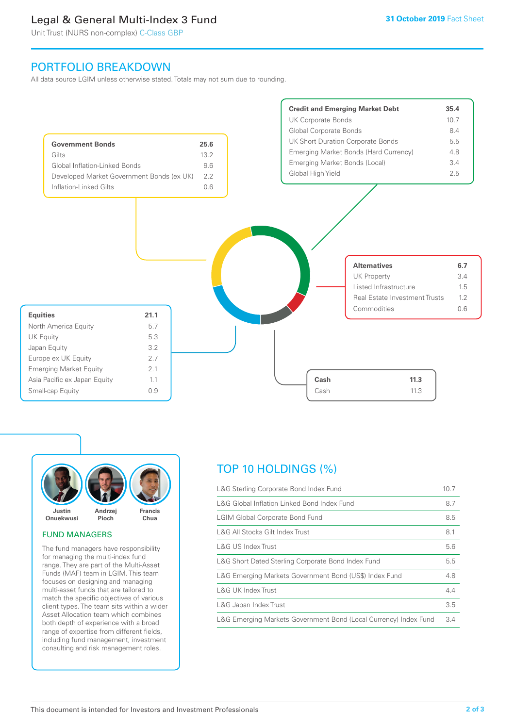## PORTFOLIO BREAKDOWN

All data source LGIM unless otherwise stated. Totals may not sum due to rounding.

| **Government Bonds** | **25.6** |
|---|---|
| Gilts | 13.2 |
| Global Inflation-Linked Bonds | 9.6 |
| Developed Market Government Bonds (ex UK) | 2.2 |
| Inflation-Linked Gilts | 0.6 |

| **Credit and Emerging Market Debt** | **35.4** |
|---|---|
| UK Corporate Bonds | 10.7 |
| Global Corporate Bonds | 8.4 |
| UK Short Duration Corporate Bonds | 5.5 |
| Emerging Market Bonds (Hard Currency) | 4.8 |
| Emerging Market Bonds (Local) | 3.4 |
| Global High Yield | 2.5 |

| **Alternatives** | **6.7** |
|---|---|
| UK Property | 3.4 |
| Listed Infrastructure | 1.5 |
| Real Estate Investment Trusts | 1.2 |
| Commodities | 0.6 |

| **Equities** | **21.1** |
|---|---|
| North America Equity | 5.7 |
| UK Equity | 5.3 |
| Japan Equity | 3.2 |
| Europe ex UK Equity | 2.7 |
| Emerging Market Equity | 2.1 |
| Asia Pacific ex Japan Equity | 1.1 |
| Small-cap Equity | 0.9 |

| **Cash** | **11.3** |
|---|---|
| Cash | 11.3 |

Justin Onuekwusi, Andrzej Pioch, Francis Chua

### FUND MANAGERS

The fund managers have responsibility for managing the multi-index fund range. They are part of the Multi-Asset Funds (MAF) team in LGIM. This team focuses on designing and managing multi-asset funds that are tailored to match the specific objectives of various client types. The team sits within a wider Asset Allocation team which combines both depth of experience with a broad range of expertise from different fields, including fund management, investment consulting and risk management roles.

## TOP 10 HOLDINGS (%)

| Holding | % |
|---|---|
| L&G Sterling Corporate Bond Index Fund | 10.7 |
| L&G Global Inflation Linked Bond Index Fund | 8.7 |
| LGIM Global Corporate Bond Fund | 8.5 |
| L&G All Stocks Gilt Index Trust | 8.1 |
| L&G US Index Trust | 5.6 |
| L&G Short Dated Sterling Corporate Bond Index Fund | 5.5 |
| L&G Emerging Markets Government Bond (US$) Index Fund | 4.8 |
| L&G UK Index Trust | 4.4 |
| L&G Japan Index Trust | 3.5 |
| L&G Emerging Markets Government Bond (Local Currency) Index Fund | 3.4 |

This document is intended for Investors and Investment Professionals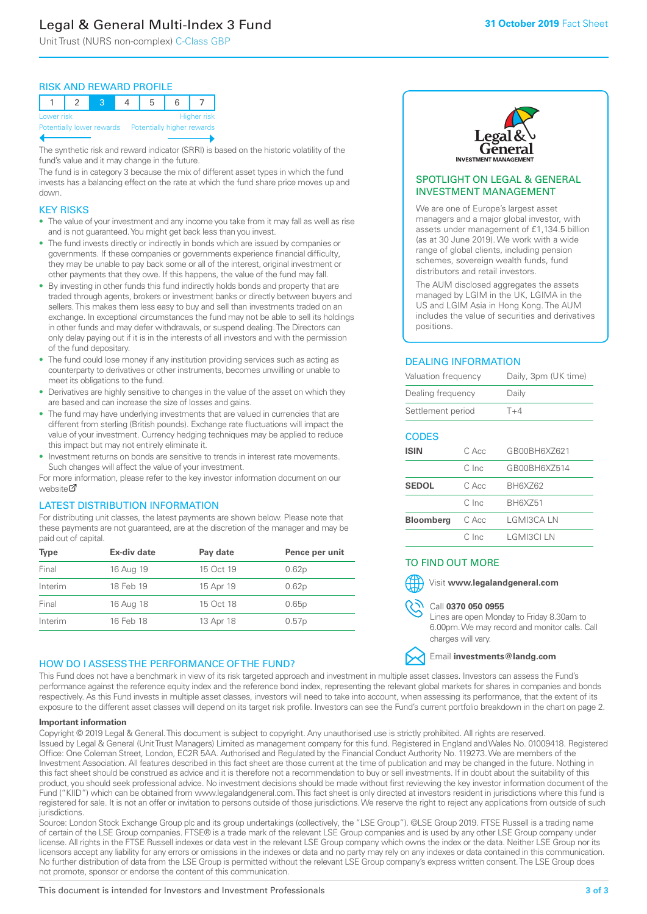# Legal & General Multi-Index 3 Fund

Unit Trust (NURS non-complex) C-Class GBP

31 October 2019 Fact Sheet

## RISK AND REWARD PROFILE

| 1 | 2 | 3 | 4 | 5 | 6 | 7 |
|---|---|---|---|---|---|---|

Lower risk — Higher risk

Potentially lower rewards — Potentially higher rewards

The synthetic risk and reward indicator (SRRI) is based on the historic volatility of the fund's value and it may change in the future.

The fund is in category 3 because the mix of different asset types in which the fund invests has a balancing effect on the rate at which the fund share price moves up and down.

## KEY RISKS

- The value of your investment and any income you take from it may fall as well as rise and is not guaranteed. You might get back less than you invest.
- The fund invests directly or indirectly in bonds which are issued by companies or governments. If these companies or governments experience financial difficulty, they may be unable to pay back some or all of the interest, original investment or other payments that they owe. If this happens, the value of the fund may fall.
- By investing in other funds this fund indirectly holds bonds and property that are traded through agents, brokers or investment banks or directly between buyers and sellers. This makes them less easy to buy and sell than investments traded on an exchange. In exceptional circumstances the fund may not be able to sell its holdings in other funds and may defer withdrawals, or suspend dealing. The Directors can only delay paying out if it is in the interests of all investors and with the permission of the fund depositary.
- The fund could lose money if any institution providing services such as acting as counterparty to derivatives or other instruments, becomes unwilling or unable to meet its obligations to the fund.
- Derivatives are highly sensitive to changes in the value of the asset on which they are based and can increase the size of losses and gains.
- The fund may have underlying investments that are valued in currencies that are different from sterling (British pounds). Exchange rate fluctuations will impact the value of your investment. Currency hedging techniques may be applied to reduce this impact but may not entirely eliminate it.
- Investment returns on bonds are sensitive to trends in interest rate movements. Such changes will affect the value of your investment.

For more information, please refer to the key investor information document on our website

## LATEST DISTRIBUTION INFORMATION

For distributing unit classes, the latest payments are shown below. Please note that these payments are not guaranteed, are at the discretion of the manager and may be paid out of capital.

| Type | Ex-div date | Pay date | Pence per unit |
|---|---|---|---|
| Final | 16 Aug 19 | 15 Oct 19 | 0.62p |
| Interim | 18 Feb 19 | 15 Apr 19 | 0.62p |
| Final | 16 Aug 18 | 15 Oct 18 | 0.65p |
| Interim | 16 Feb 18 | 13 Apr 18 | 0.57p |

## SPOTLIGHT ON LEGAL & GENERAL INVESTMENT MANAGEMENT

We are one of Europe's largest asset managers and a major global investor, with assets under management of £1,134.5 billion (as at 30 June 2019). We work with a wide range of global clients, including pension schemes, sovereign wealth funds, fund distributors and retail investors.

The AUM disclosed aggregates the assets managed by LGIM in the UK, LGIMA in the US and LGIM Asia in Hong Kong. The AUM includes the value of securities and derivatives positions.

## DEALING INFORMATION

| | |
|---|---|
| Valuation frequency | Daily, 3pm (UK time) |
| Dealing frequency | Daily |
| Settlement period | T+4 |

## CODES

| | | |
|---|---|---|
| **ISIN** | C Acc | GB00BH6XZ621 |
| | C Inc | GB00BH6XZ514 |
| **SEDOL** | C Acc | BH6XZ62 |
| | C Inc | BH6XZ51 |
| **Bloomberg** | C Acc | LGMI3CA LN |
| | C Inc | LGMI3CI LN |

## TO FIND OUT MORE

Visit **www.legalandgeneral.com**

Call **0370 050 0955**
Lines are open Monday to Friday 8.30am to 6.00pm. We may record and monitor calls. Call charges will vary.

Email **investments@landg.com**

## HOW DO I ASSESS THE PERFORMANCE OF THE FUND?

This Fund does not have a benchmark in view of its risk targeted approach and investment in multiple asset classes. Investors can assess the Fund's performance against the reference equity index and the reference bond index, representing the relevant global markets for shares in companies and bonds respectively. As this Fund invests in multiple asset classes, investors will need to take into account, when assessing its performance, that the extent of its exposure to the different asset classes will depend on its target risk profile. Investors can see the Fund's current portfolio breakdown in the chart on page 2.

### Important information

Copyright © 2019 Legal & General. This document is subject to copyright. Any unauthorised use is strictly prohibited. All rights are reserved.

Issued by Legal & General (Unit Trust Managers) Limited as management company for this fund. Registered in England and Wales No. 01009418. Registered Office: One Coleman Street, London, EC2R 5AA. Authorised and Regulated by the Financial Conduct Authority No. 119273. We are members of the Investment Association. All features described in this fact sheet are those current at the time of publication and may be changed in the future. Nothing in this fact sheet should be construed as advice and it is therefore not a recommendation to buy or sell investments. If in doubt about the suitability of this product, you should seek professional advice. No investment decisions should be made without first reviewing the key investor information document of the Fund ("KIID") which can be obtained from www.legalandgeneral.com. This fact sheet is only directed at investors resident in jurisdictions where this fund is registered for sale. It is not an offer or invitation to persons outside of those jurisdictions. We reserve the right to reject any applications from outside of such jurisdictions.

Source: London Stock Exchange Group plc and its group undertakings (collectively, the "LSE Group"). ©LSE Group 2019. FTSE Russell is a trading name of certain of the LSE Group companies. FTSE® is a trade mark of the relevant LSE Group companies and is used by any other LSE Group company under license. All rights in the FTSE Russell indexes or data vest in the relevant LSE Group company which owns the index or the data. Neither LSE Group nor its licensors accept any liability for any errors or omissions in the indexes or data and no party may rely on any indexes or data contained in this communication. No further distribution of data from the LSE Group is permitted without the relevant LSE Group company's express written consent. The LSE Group does not promote, sponsor or endorse the content of this communication.

This document is intended for Investors and Investment Professionals